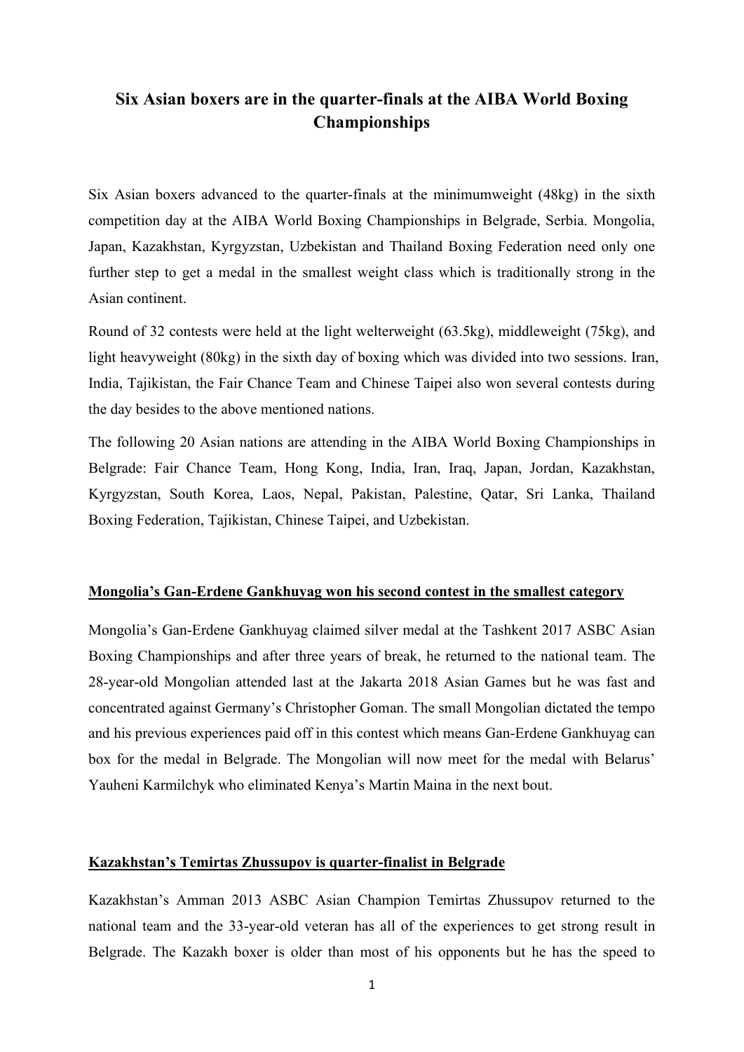# Six Asian boxers are in the quarter-finals at the AIBA World Boxing Championships

Six Asian boxers advanced to the quarter-finals at the minimumweight (48kg) in the sixth competition day at the AIBA World Boxing Championships in Belgrade, Serbia. Mongolia, Japan, Kazakhstan, Kyrgyzstan, Uzbekistan and Thailand Boxing Federation need only one further step to get a medal in the smallest weight class which is traditionally strong in the Asian continent.

Round of 32 contests were held at the light welterweight (63.5kg), middleweight (75kg), and light heavyweight (80kg) in the sixth day of boxing which was divided into two sessions. Iran, India, Tajikistan, the Fair Chance Team and Chinese Taipei also won several contests during the day besides to the above mentioned nations.

The following 20 Asian nations are attending in the AIBA World Boxing Championships in Belgrade: Fair Chance Team, Hong Kong, India, Iran, Iraq, Japan, Jordan, Kazakhstan, Kyrgyzstan, South Korea, Laos, Nepal, Pakistan, Palestine, Qatar, Sri Lanka, Thailand Boxing Federation, Tajikistan, Chinese Taipei, and Uzbekistan.

## Mongolia's Gan-Erdene Gankhuyag won his second contest in the smallest category

Mongolia's Gan-Erdene Gankhuyag claimed silver medal at the Tashkent 2017 ASBC Asian Boxing Championships and after three years of break, he returned to the national team. The 28-year-old Mongolian attended last at the Jakarta 2018 Asian Games but he was fast and concentrated against Germany's Christopher Goman. The small Mongolian dictated the tempo and his previous experiences paid off in this contest which means Gan-Erdene Gankhuyag can box for the medal in Belgrade. The Mongolian will now meet for the medal with Belarus' Yauheni Karmilchyk who eliminated Kenya's Martin Maina in the next bout.

## Kazakhstan's Temirtas Zhussupov is quarter-finalist in Belgrade

Kazakhstan's Amman 2013 ASBC Asian Champion Temirtas Zhussupov returned to the national team and the 33-year-old veteran has all of the experiences to get strong result in Belgrade. The Kazakh boxer is older than most of his opponents but he has the speed to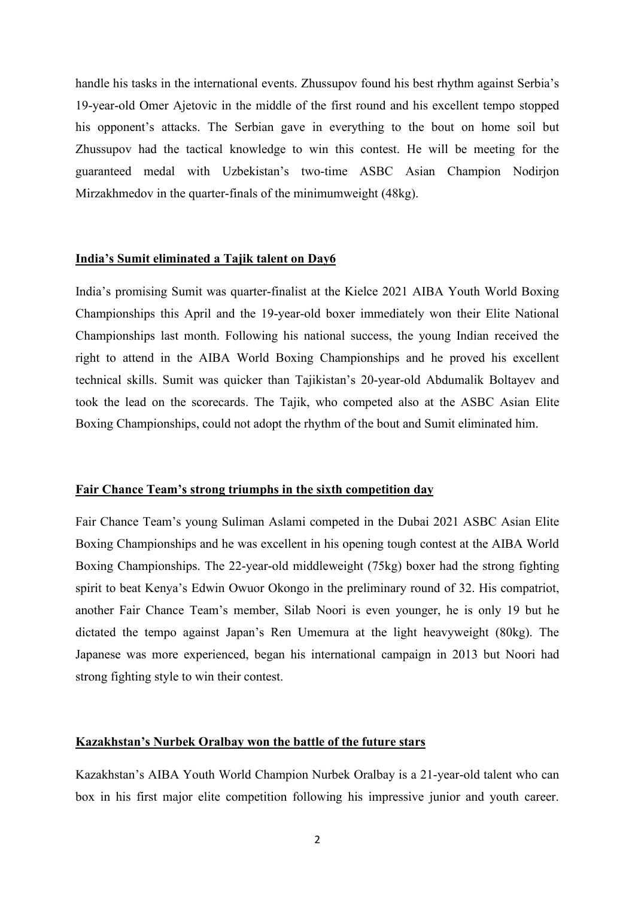handle his tasks in the international events. Zhussupov found his best rhythm against Serbia's 19-year-old Omer Ajetovic in the middle of the first round and his excellent tempo stopped his opponent's attacks. The Serbian gave in everything to the bout on home soil but Zhussupov had the tactical knowledge to win this contest. He will be meeting for the guaranteed medal with Uzbekistan's two-time ASBC Asian Champion Nodirjon Mirzakhmedov in the quarter-finals of the minimumweight (48kg).

**India's Sumit eliminated a Tajik talent on Day6**

India's promising Sumit was quarter-finalist at the Kielce 2021 AIBA Youth World Boxing Championships this April and the 19-year-old boxer immediately won their Elite National Championships last month. Following his national success, the young Indian received the right to attend in the AIBA World Boxing Championships and he proved his excellent technical skills. Sumit was quicker than Tajikistan's 20-year-old Abdumalik Boltayev and took the lead on the scorecards. The Tajik, who competed also at the ASBC Asian Elite Boxing Championships, could not adopt the rhythm of the bout and Sumit eliminated him.

**Fair Chance Team's strong triumphs in the sixth competition day**

Fair Chance Team's young Suliman Aslami competed in the Dubai 2021 ASBC Asian Elite Boxing Championships and he was excellent in his opening tough contest at the AIBA World Boxing Championships. The 22-year-old middleweight (75kg) boxer had the strong fighting spirit to beat Kenya's Edwin Owuor Okongo in the preliminary round of 32. His compatriot, another Fair Chance Team's member, Silab Noori is even younger, he is only 19 but he dictated the tempo against Japan's Ren Umemura at the light heavyweight (80kg). The Japanese was more experienced, began his international campaign in 2013 but Noori had strong fighting style to win their contest.

**Kazakhstan's Nurbek Oralbay won the battle of the future stars**

Kazakhstan's AIBA Youth World Champion Nurbek Oralbay is a 21-year-old talent who can box in his first major elite competition following his impressive junior and youth career.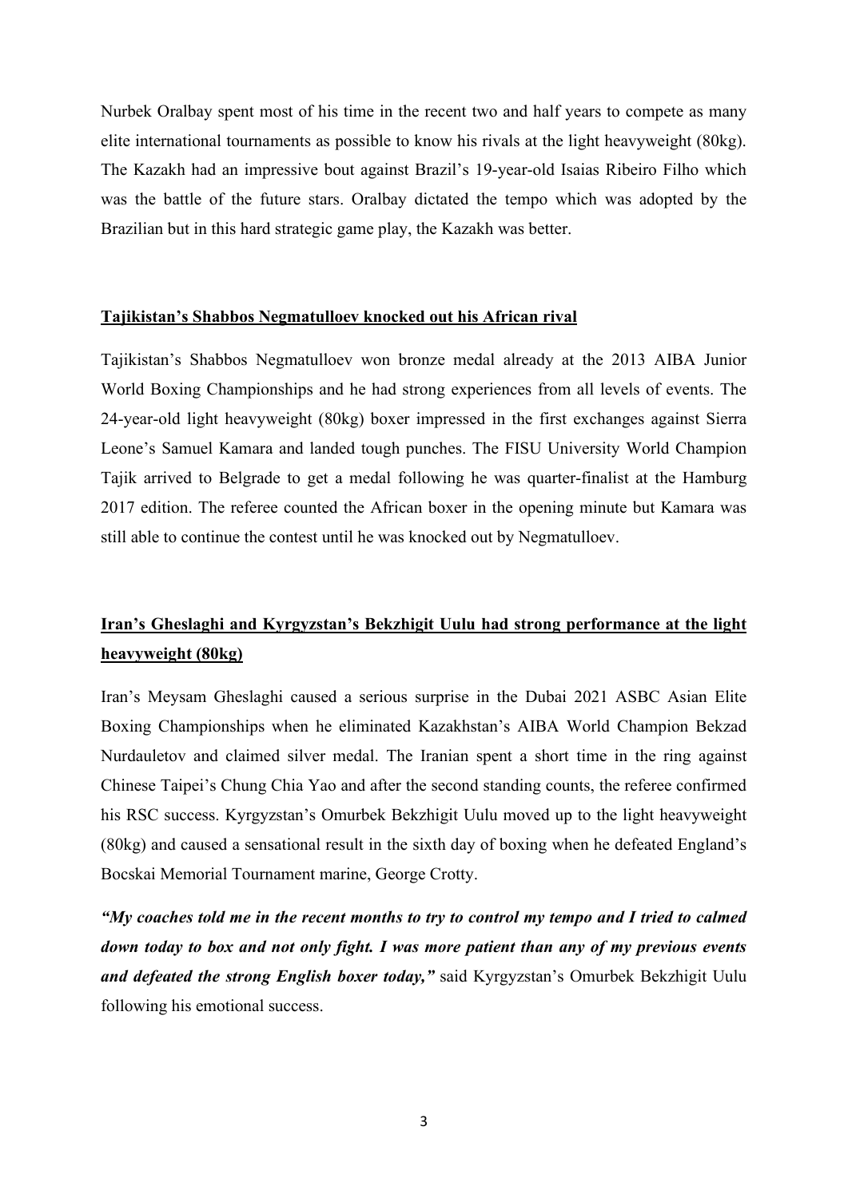Nurbek Oralbay spent most of his time in the recent two and half years to compete as many elite international tournaments as possible to know his rivals at the light heavyweight (80kg). The Kazakh had an impressive bout against Brazil's 19-year-old Isaias Ribeiro Filho which was the battle of the future stars. Oralbay dictated the tempo which was adopted by the Brazilian but in this hard strategic game play, the Kazakh was better.

## Tajikistan's Shabbos Negmatulloev knocked out his African rival

Tajikistan's Shabbos Negmatulloev won bronze medal already at the 2013 AIBA Junior World Boxing Championships and he had strong experiences from all levels of events. The 24-year-old light heavyweight (80kg) boxer impressed in the first exchanges against Sierra Leone's Samuel Kamara and landed tough punches. The FISU University World Champion Tajik arrived to Belgrade to get a medal following he was quarter-finalist at the Hamburg 2017 edition. The referee counted the African boxer in the opening minute but Kamara was still able to continue the contest until he was knocked out by Negmatulloev.

## Iran's Gheslaghi and Kyrgyzstan's Bekzhigit Uulu had strong performance at the light heavyweight (80kg)

Iran's Meysam Gheslaghi caused a serious surprise in the Dubai 2021 ASBC Asian Elite Boxing Championships when he eliminated Kazakhstan's AIBA World Champion Bekzad Nurdauletov and claimed silver medal. The Iranian spent a short time in the ring against Chinese Taipei's Chung Chia Yao and after the second standing counts, the referee confirmed his RSC success. Kyrgyzstan's Omurbek Bekzhigit Uulu moved up to the light heavyweight (80kg) and caused a sensational result in the sixth day of boxing when he defeated England's Bocskai Memorial Tournament marine, George Crotty.

***"My coaches told me in the recent months to try to control my tempo and I tried to calmed down today to box and not only fight. I was more patient than any of my previous events and defeated the strong English boxer today,"*** said Kyrgyzstan's Omurbek Bekzhigit Uulu following his emotional success.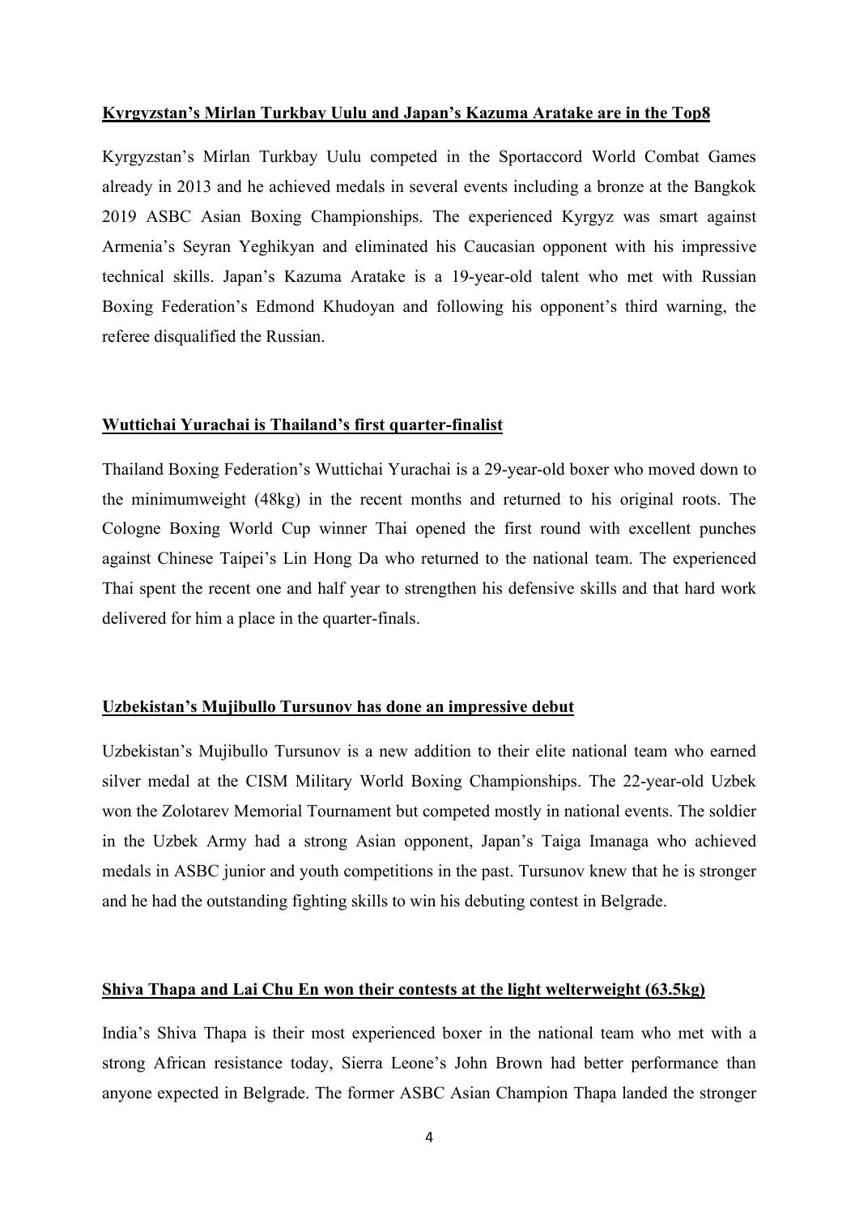**Kyrgyzstan's Mirlan Turkbay Uulu and Japan's Kazuma Aratake are in the Top8**

Kyrgyzstan's Mirlan Turkbay Uulu competed in the Sportaccord World Combat Games already in 2013 and he achieved medals in several events including a bronze at the Bangkok 2019 ASBC Asian Boxing Championships. The experienced Kyrgyz was smart against Armenia's Seyran Yeghikyan and eliminated his Caucasian opponent with his impressive technical skills. Japan's Kazuma Aratake is a 19-year-old talent who met with Russian Boxing Federation's Edmond Khudoyan and following his opponent's third warning, the referee disqualified the Russian.

**Wuttichai Yurachai is Thailand's first quarter-finalist**

Thailand Boxing Federation's Wuttichai Yurachai is a 29-year-old boxer who moved down to the minimumweight (48kg) in the recent months and returned to his original roots. The Cologne Boxing World Cup winner Thai opened the first round with excellent punches against Chinese Taipei's Lin Hong Da who returned to the national team. The experienced Thai spent the recent one and half year to strengthen his defensive skills and that hard work delivered for him a place in the quarter-finals.

**Uzbekistan's Mujibullo Tursunov has done an impressive debut**

Uzbekistan's Mujibullo Tursunov is a new addition to their elite national team who earned silver medal at the CISM Military World Boxing Championships. The 22-year-old Uzbek won the Zolotarev Memorial Tournament but competed mostly in national events. The soldier in the Uzbek Army had a strong Asian opponent, Japan's Taiga Imanaga who achieved medals in ASBC junior and youth competitions in the past. Tursunov knew that he is stronger and he had the outstanding fighting skills to win his debuting contest in Belgrade.

**Shiva Thapa and Lai Chu En won their contests at the light welterweight (63.5kg)**

India's Shiva Thapa is their most experienced boxer in the national team who met with a strong African resistance today, Sierra Leone's John Brown had better performance than anyone expected in Belgrade. The former ASBC Asian Champion Thapa landed the stronger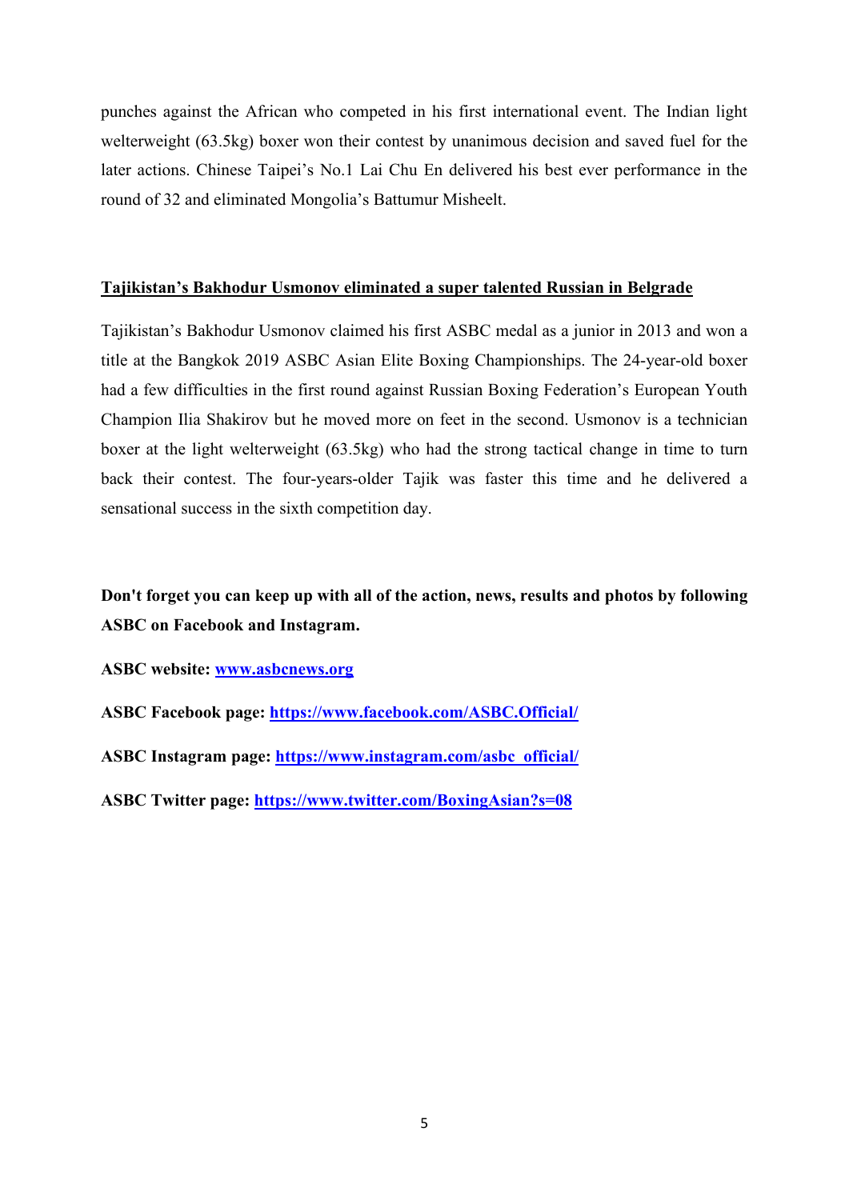punches against the African who competed in his first international event. The Indian light welterweight (63.5kg) boxer won their contest by unanimous decision and saved fuel for the later actions. Chinese Taipei's No.1 Lai Chu En delivered his best ever performance in the round of 32 and eliminated Mongolia's Battumur Misheelt.

## Tajikistan's Bakhodur Usmonov eliminated a super talented Russian in Belgrade

Tajikistan's Bakhodur Usmonov claimed his first ASBC medal as a junior in 2013 and won a title at the Bangkok 2019 ASBC Asian Elite Boxing Championships. The 24-year-old boxer had a few difficulties in the first round against Russian Boxing Federation's European Youth Champion Ilia Shakirov but he moved more on feet in the second. Usmonov is a technician boxer at the light welterweight (63.5kg) who had the strong tactical change in time to turn back their contest. The four-years-older Tajik was faster this time and he delivered a sensational success in the sixth competition day.

**Don't forget you can keep up with all of the action, news, results and photos by following ASBC on Facebook and Instagram.**

**ASBC website: [www.asbcnews.org](www.asbcnews.org)**

**ASBC Facebook page: [https://www.facebook.com/ASBC.Official/](https://www.facebook.com/ASBC.Official/)**

**ASBC Instagram page: [https://www.instagram.com/asbc_official/](https://www.instagram.com/asbc_official/)**

**ASBC Twitter page: [https://www.twitter.com/BoxingAsian?s=08](https://www.twitter.com/BoxingAsian?s=08)**